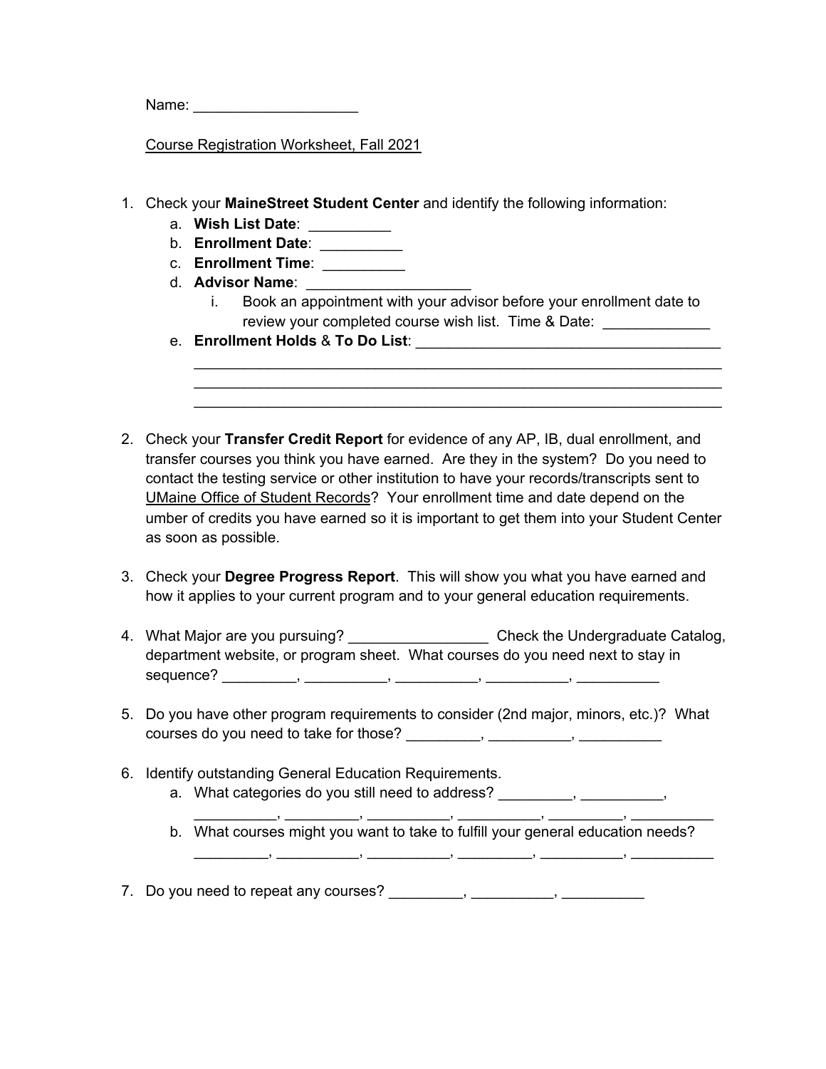Name: ____________________

Course Registration Worksheet, Fall 2021

1. Check your **MaineStreet Student Center** and identify the following information:
   a. **Wish List Date**: __________
   b. **Enrollment Date**: __________
   c. **Enrollment Time**: __________
   d. **Advisor Name**: _____________________
      i. Book an appointment with your advisor before your enrollment date to review your completed course wish list. Time & Date: _____________
   e. **Enrollment Holds** & **To Do List**: ______________________________________
   _________________________________________________________________
   _________________________________________________________________
   _________________________________________________________________

2. Check your **Transfer Credit Report** for evidence of any AP, IB, dual enrollment, and transfer courses you think you have earned. Are they in the system? Do you need to contact the testing service or other institution to have your records/transcripts sent to UMaine Office of Student Records? Your enrollment time and date depend on the umber of credits you have earned so it is important to get them into your Student Center as soon as possible.

3. Check your **Degree Progress Report**. This will show you what you have earned and how it applies to your current program and to your general education requirements.

4. What Major are you pursuing? _________________ Check the Undergraduate Catalog, department website, or program sheet. What courses do you need next to stay in sequence? _________, __________, __________, __________, __________

5. Do you have other program requirements to consider (2nd major, minors, etc.)? What courses do you need to take for those? _________, __________, __________

6. Identify outstanding General Education Requirements.
   a. What categories do you still need to address? _________, __________, __________, _________, __________, __________, _________, __________
   b. What courses might you want to take to fulfill your general education needs? _________, __________, __________, _________, __________, __________

7. Do you need to repeat any courses? _________, __________, __________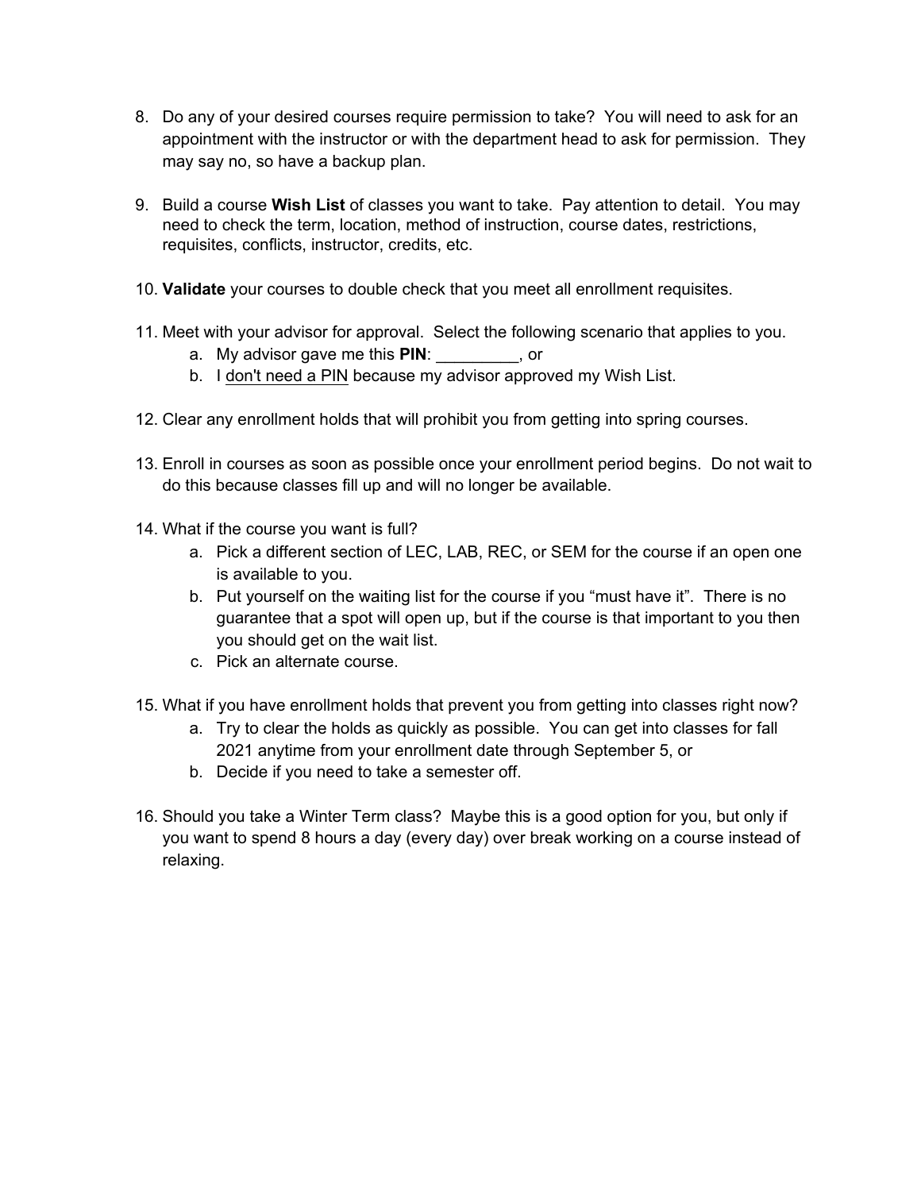8. Do any of your desired courses require permission to take? You will need to ask for an appointment with the instructor or with the department head to ask for permission. They may say no, so have a backup plan.

9. Build a course **Wish List** of classes you want to take. Pay attention to detail. You may need to check the term, location, method of instruction, course dates, restrictions, requisites, conflicts, instructor, credits, etc.

10. **Validate** your courses to double check that you meet all enrollment requisites.

11. Meet with your advisor for approval. Select the following scenario that applies to you.
    a. My advisor gave me this **PIN**: _________, or
    b. I <u>don't need a PIN</u> because my advisor approved my Wish List.

12. Clear any enrollment holds that will prohibit you from getting into spring courses.

13. Enroll in courses as soon as possible once your enrollment period begins. Do not wait to do this because classes fill up and will no longer be available.

14. What if the course you want is full?
    a. Pick a different section of LEC, LAB, REC, or SEM for the course if an open one is available to you.
    b. Put yourself on the waiting list for the course if you "must have it". There is no guarantee that a spot will open up, but if the course is that important to you then you should get on the wait list.
    c. Pick an alternate course.

15. What if you have enrollment holds that prevent you from getting into classes right now?
    a. Try to clear the holds as quickly as possible. You can get into classes for fall 2021 anytime from your enrollment date through September 5, or
    b. Decide if you need to take a semester off.

16. Should you take a Winter Term class? Maybe this is a good option for you, but only if you want to spend 8 hours a day (every day) over break working on a course instead of relaxing.